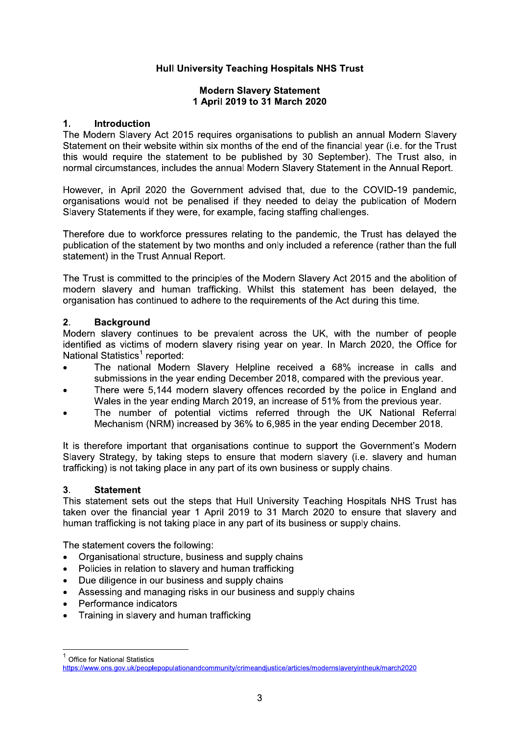**Hull University Teaching Hospitals NHS Trust**

**Modern Slavery Statement**
**1 April 2019 to 31 March 2020**

## 1. Introduction

The Modern Slavery Act 2015 requires organisations to publish an annual Modern Slavery Statement on their website within six months of the end of the financial year (i.e. for the Trust this would require the statement to be published by 30 September). The Trust also, in normal circumstances, includes the annual Modern Slavery Statement in the Annual Report.

However, in April 2020 the Government advised that, due to the COVID-19 pandemic, organisations would not be penalised if they needed to delay the publication of Modern Slavery Statements if they were, for example, facing staffing challenges.

Therefore due to workforce pressures relating to the pandemic, the Trust has delayed the publication of the statement by two months and only included a reference (rather than the full statement) in the Trust Annual Report.

The Trust is committed to the principles of the Modern Slavery Act 2015 and the abolition of modern slavery and human trafficking. Whilst this statement has been delayed, the organisation has continued to adhere to the requirements of the Act during this time.

## 2. Background

Modern slavery continues to be prevalent across the UK, with the number of people identified as victims of modern slavery rising year on year. In March 2020, the Office for National Statistics[1] reported:

- The national Modern Slavery Helpline received a 68% increase in calls and submissions in the year ending December 2018, compared with the previous year.
- There were 5,144 modern slavery offences recorded by the police in England and Wales in the year ending March 2019, an increase of 51% from the previous year.
- The number of potential victims referred through the UK National Referral Mechanism (NRM) increased by 36% to 6,985 in the year ending December 2018.

It is therefore important that organisations continue to support the Government's Modern Slavery Strategy, by taking steps to ensure that modern slavery (i.e. slavery and human trafficking) is not taking place in any part of its own business or supply chains.

## 3. Statement

This statement sets out the steps that Hull University Teaching Hospitals NHS Trust has taken over the financial year 1 April 2019 to 31 March 2020 to ensure that slavery and human trafficking is not taking place in any part of its business or supply chains.

The statement covers the following:

- Organisational structure, business and supply chains
- Policies in relation to slavery and human trafficking
- Due diligence in our business and supply chains
- Assessing and managing risks in our business and supply chains
- Performance indicators
- Training in slavery and human trafficking

---

[1] Office for National Statistics
https://www.ons.gov.uk/peoplepopulationandcommunity/crimeandjustice/articles/modernslaveryintheuk/march2020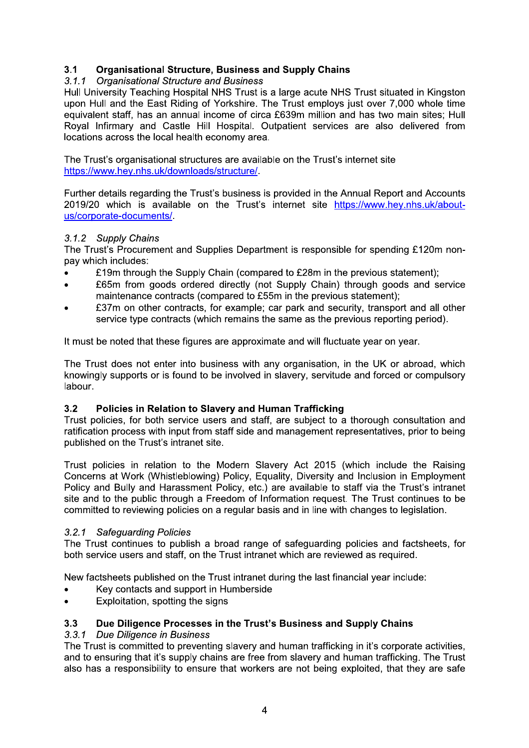## 3.1 Organisational Structure, Business and Supply Chains

### *3.1.1 Organisational Structure and Business*

Hull University Teaching Hospital NHS Trust is a large acute NHS Trust situated in Kingston upon Hull and the East Riding of Yorkshire. The Trust employs just over 7,000 whole time equivalent staff, has an annual income of circa £639m million and has two main sites; Hull Royal Infirmary and Castle Hill Hospital. Outpatient services are also delivered from locations across the local health economy area.

The Trust's organisational structures are available on the Trust's internet site [https://www.hey.nhs.uk/downloads/structure/](https://www.hey.nhs.uk/downloads/structure/).

Further details regarding the Trust's business is provided in the Annual Report and Accounts 2019/20 which is available on the Trust's internet site [https://www.hey.nhs.uk/about-us/corporate-documents/](https://www.hey.nhs.uk/about-us/corporate-documents/).

### *3.1.2 Supply Chains*

The Trust's Procurement and Supplies Department is responsible for spending £120m non-pay which includes:

- £19m through the Supply Chain (compared to £28m in the previous statement);
- £65m from goods ordered directly (not Supply Chain) through goods and service maintenance contracts (compared to £55m in the previous statement);
- £37m on other contracts, for example; car park and security, transport and all other service type contracts (which remains the same as the previous reporting period).

It must be noted that these figures are approximate and will fluctuate year on year.

The Trust does not enter into business with any organisation, in the UK or abroad, which knowingly supports or is found to be involved in slavery, servitude and forced or compulsory labour.

## 3.2 Policies in Relation to Slavery and Human Trafficking

Trust policies, for both service users and staff, are subject to a thorough consultation and ratification process with input from staff side and management representatives, prior to being published on the Trust's intranet site.

Trust policies in relation to the Modern Slavery Act 2015 (which include the Raising Concerns at Work (Whistleblowing) Policy, Equality, Diversity and Inclusion in Employment Policy and Bully and Harassment Policy, etc.) are available to staff via the Trust's intranet site and to the public through a Freedom of Information request. The Trust continues to be committed to reviewing policies on a regular basis and in line with changes to legislation.

### *3.2.1 Safeguarding Policies*

The Trust continues to publish a broad range of safeguarding policies and factsheets, for both service users and staff, on the Trust intranet which are reviewed as required.

New factsheets published on the Trust intranet during the last financial year include:

- Key contacts and support in Humberside
- Exploitation, spotting the signs

## 3.3 Due Diligence Processes in the Trust's Business and Supply Chains

### *3.3.1 Due Diligence in Business*

The Trust is committed to preventing slavery and human trafficking in it's corporate activities, and to ensuring that it's supply chains are free from slavery and human trafficking. The Trust also has a responsibility to ensure that workers are not being exploited, that they are safe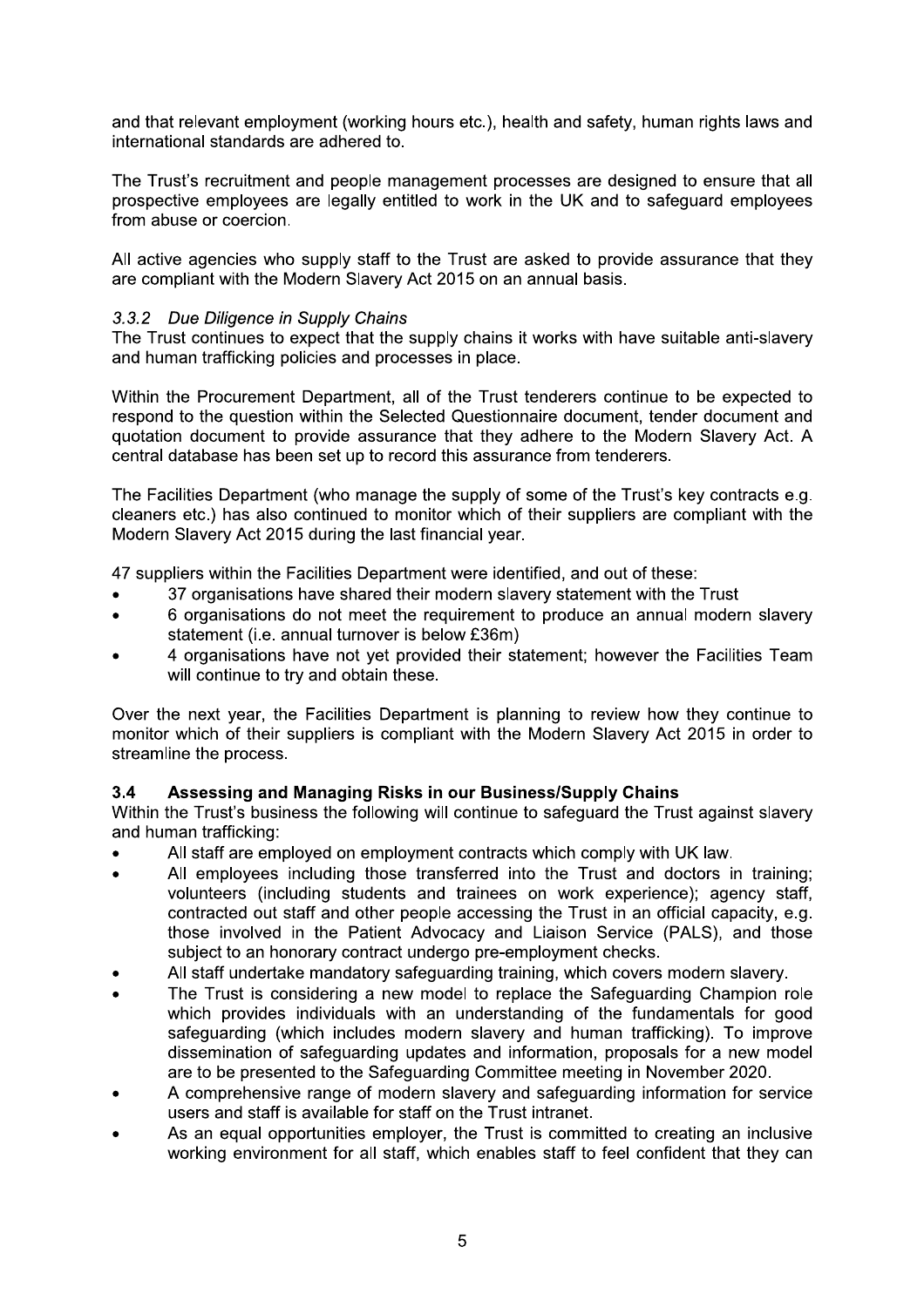and that relevant employment (working hours etc.), health and safety, human rights laws and international standards are adhered to.

The Trust's recruitment and people management processes are designed to ensure that all prospective employees are legally entitled to work in the UK and to safeguard employees from abuse or coercion.

All active agencies who supply staff to the Trust are asked to provide assurance that they are compliant with the Modern Slavery Act 2015 on an annual basis.

#### *3.3.2 Due Diligence in Supply Chains*

The Trust continues to expect that the supply chains it works with have suitable anti-slavery and human trafficking policies and processes in place.

Within the Procurement Department, all of the Trust tenderers continue to be expected to respond to the question within the Selected Questionnaire document, tender document and quotation document to provide assurance that they adhere to the Modern Slavery Act. A central database has been set up to record this assurance from tenderers.

The Facilities Department (who manage the supply of some of the Trust's key contracts e.g. cleaners etc.) has also continued to monitor which of their suppliers are compliant with the Modern Slavery Act 2015 during the last financial year.

47 suppliers within the Facilities Department were identified, and out of these:

- 37 organisations have shared their modern slavery statement with the Trust
- 6 organisations do not meet the requirement to produce an annual modern slavery statement (i.e. annual turnover is below £36m)
- 4 organisations have not yet provided their statement; however the Facilities Team will continue to try and obtain these.

Over the next year, the Facilities Department is planning to review how they continue to monitor which of their suppliers is compliant with the Modern Slavery Act 2015 in order to streamline the process.

### 3.4 Assessing and Managing Risks in our Business/Supply Chains

Within the Trust's business the following will continue to safeguard the Trust against slavery and human trafficking:

- All staff are employed on employment contracts which comply with UK law.
- All employees including those transferred into the Trust and doctors in training; volunteers (including students and trainees on work experience); agency staff, contracted out staff and other people accessing the Trust in an official capacity, e.g. those involved in the Patient Advocacy and Liaison Service (PALS), and those subject to an honorary contract undergo pre-employment checks.
- All staff undertake mandatory safeguarding training, which covers modern slavery.
- The Trust is considering a new model to replace the Safeguarding Champion role which provides individuals with an understanding of the fundamentals for good safeguarding (which includes modern slavery and human trafficking). To improve dissemination of safeguarding updates and information, proposals for a new model are to be presented to the Safeguarding Committee meeting in November 2020.
- A comprehensive range of modern slavery and safeguarding information for service users and staff is available for staff on the Trust intranet.
- As an equal opportunities employer, the Trust is committed to creating an inclusive working environment for all staff, which enables staff to feel confident that they can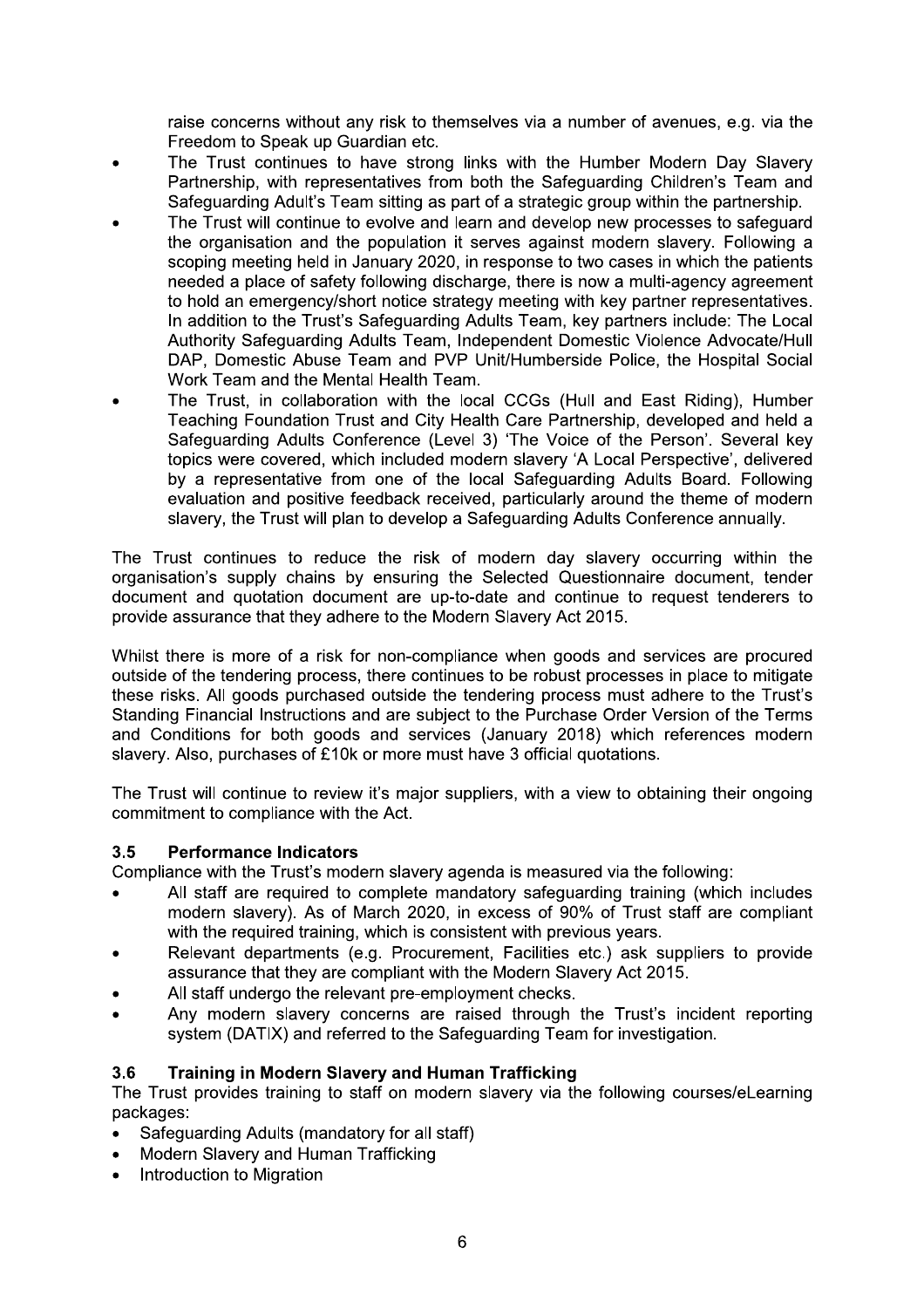raise concerns without any risk to themselves via a number of avenues, e.g. via the Freedom to Speak up Guardian etc.

- The Trust continues to have strong links with the Humber Modern Day Slavery Partnership, with representatives from both the Safeguarding Children's Team and Safeguarding Adult's Team sitting as part of a strategic group within the partnership.
- The Trust will continue to evolve and learn and develop new processes to safeguard the organisation and the population it serves against modern slavery. Following a scoping meeting held in January 2020, in response to two cases in which the patients needed a place of safety following discharge, there is now a multi-agency agreement to hold an emergency/short notice strategy meeting with key partner representatives. In addition to the Trust's Safeguarding Adults Team, key partners include: The Local Authority Safeguarding Adults Team, Independent Domestic Violence Advocate/Hull DAP, Domestic Abuse Team and PVP Unit/Humberside Police, the Hospital Social Work Team and the Mental Health Team.
- The Trust, in collaboration with the local CCGs (Hull and East Riding), Humber Teaching Foundation Trust and City Health Care Partnership, developed and held a Safeguarding Adults Conference (Level 3) 'The Voice of the Person'. Several key topics were covered, which included modern slavery 'A Local Perspective', delivered by a representative from one of the local Safeguarding Adults Board. Following evaluation and positive feedback received, particularly around the theme of modern slavery, the Trust will plan to develop a Safeguarding Adults Conference annually.

The Trust continues to reduce the risk of modern day slavery occurring within the organisation's supply chains by ensuring the Selected Questionnaire document, tender document and quotation document are up-to-date and continue to request tenderers to provide assurance that they adhere to the Modern Slavery Act 2015.

Whilst there is more of a risk for non-compliance when goods and services are procured outside of the tendering process, there continues to be robust processes in place to mitigate these risks. All goods purchased outside the tendering process must adhere to the Trust's Standing Financial Instructions and are subject to the Purchase Order Version of the Terms and Conditions for both goods and services (January 2018) which references modern slavery. Also, purchases of £10k or more must have 3 official quotations.

The Trust will continue to review it's major suppliers, with a view to obtaining their ongoing commitment to compliance with the Act.

### 3.5 Performance Indicators

Compliance with the Trust's modern slavery agenda is measured via the following:

- All staff are required to complete mandatory safeguarding training (which includes modern slavery). As of March 2020, in excess of 90% of Trust staff are compliant with the required training, which is consistent with previous years.
- Relevant departments (e.g. Procurement, Facilities etc.) ask suppliers to provide assurance that they are compliant with the Modern Slavery Act 2015.
- All staff undergo the relevant pre-employment checks.
- Any modern slavery concerns are raised through the Trust's incident reporting system (DATIX) and referred to the Safeguarding Team for investigation.

### 3.6 Training in Modern Slavery and Human Trafficking

The Trust provides training to staff on modern slavery via the following courses/eLearning packages:

- Safeguarding Adults (mandatory for all staff)
- Modern Slavery and Human Trafficking
- Introduction to Migration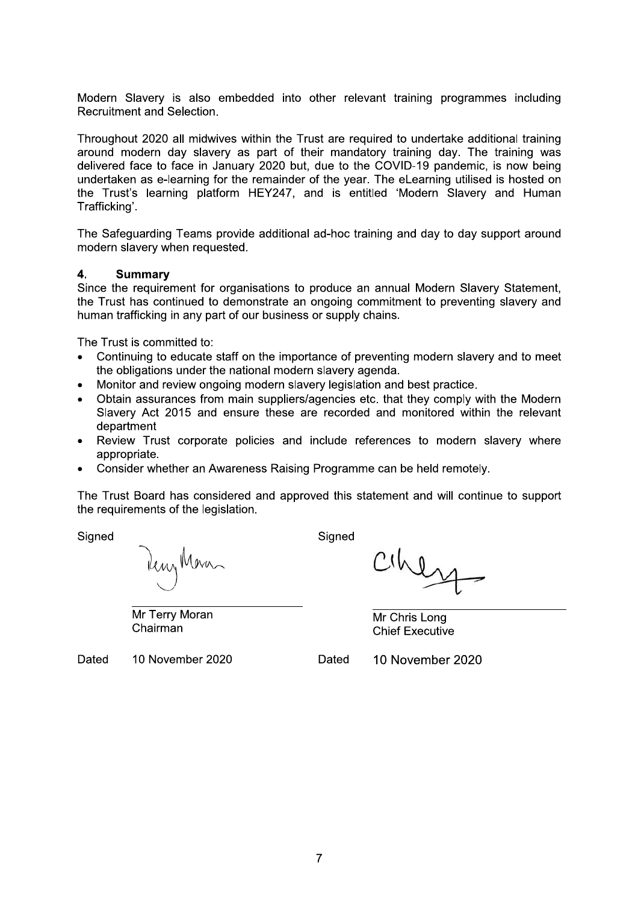Modern Slavery is also embedded into other relevant training programmes including Recruitment and Selection.

Throughout 2020 all midwives within the Trust are required to undertake additional training around modern day slavery as part of their mandatory training day. The training was delivered face to face in January 2020 but, due to the COVID-19 pandemic, is now being undertaken as e-learning for the remainder of the year. The eLearning utilised is hosted on the Trust's learning platform HEY247, and is entitled 'Modern Slavery and Human Trafficking'.

The Safeguarding Teams provide additional ad-hoc training and day to day support around modern slavery when requested.

## 4. Summary

Since the requirement for organisations to produce an annual Modern Slavery Statement, the Trust has continued to demonstrate an ongoing commitment to preventing slavery and human trafficking in any part of our business or supply chains.

The Trust is committed to:

- Continuing to educate staff on the importance of preventing modern slavery and to meet the obligations under the national modern slavery agenda.
- Monitor and review ongoing modern slavery legislation and best practice.
- Obtain assurances from main suppliers/agencies etc. that they comply with the Modern Slavery Act 2015 and ensure these are recorded and monitored within the relevant department
- Review Trust corporate policies and include references to modern slavery where appropriate.
- Consider whether an Awareness Raising Programme can be held remotely.

The Trust Board has considered and approved this statement and will continue to support the requirements of the legislation.

Signed

Mr Terry Moran
Chairman

Dated 10 November 2020

Signed

Mr Chris Long
Chief Executive

Dated 10 November 2020